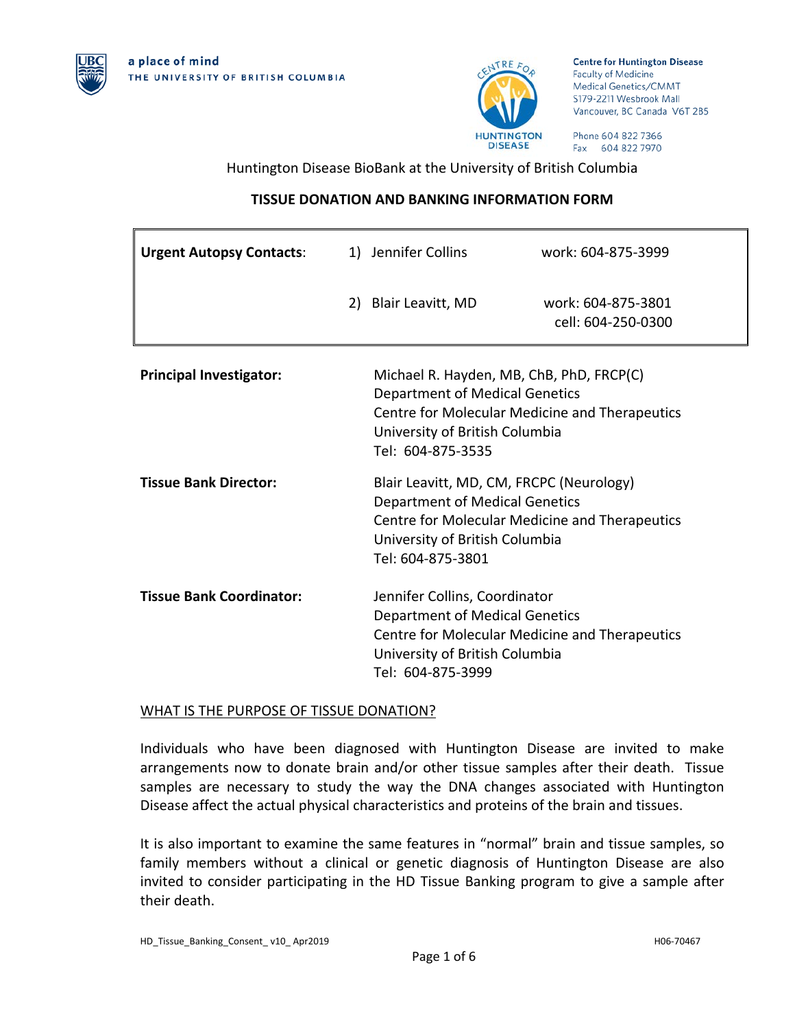a place of mind
THE UNIVERSITY OF BRITISH COLUMBIA

**Centre for Huntington Disease**
Faculty of Medicine
Medical Genetics/CMMT
S179-2211 Wesbrook Mall
Vancouver, BC Canada V6T 2B5

Phone 604 822 7366
Fax 604 822 7970

Huntington Disease BioBank at the University of British Columbia

## TISSUE DONATION AND BANKING INFORMATION FORM

| **Urgent Autopsy Contacts**: | 1) Jennifer Collins | work: 604-875-3999 |
|---|---|---|
| | 2) Blair Leavitt, MD | work: 604-875-3801<br>cell: 604-250-0300 |

**Principal Investigator:**

Michael R. Hayden, MB, ChB, PhD, FRCP(C)
Department of Medical Genetics
Centre for Molecular Medicine and Therapeutics
University of British Columbia
Tel: 604-875-3535

**Tissue Bank Director:**

Blair Leavitt, MD, CM, FRCPC (Neurology)
Department of Medical Genetics
Centre for Molecular Medicine and Therapeutics
University of British Columbia
Tel: 604-875-3801

**Tissue Bank Coordinator:**

Jennifer Collins, Coordinator
Department of Medical Genetics
Centre for Molecular Medicine and Therapeutics
University of British Columbia
Tel: 604-875-3999

### WHAT IS THE PURPOSE OF TISSUE DONATION?

Individuals who have been diagnosed with Huntington Disease are invited to make arrangements now to donate brain and/or other tissue samples after their death. Tissue samples are necessary to study the way the DNA changes associated with Huntington Disease affect the actual physical characteristics and proteins of the brain and tissues.

It is also important to examine the same features in "normal" brain and tissue samples, so family members without a clinical or genetic diagnosis of Huntington Disease are also invited to consider participating in the HD Tissue Banking program to give a sample after their death.

HD_Tissue_Banking_Consent_ v10_ Apr2019 H06-70467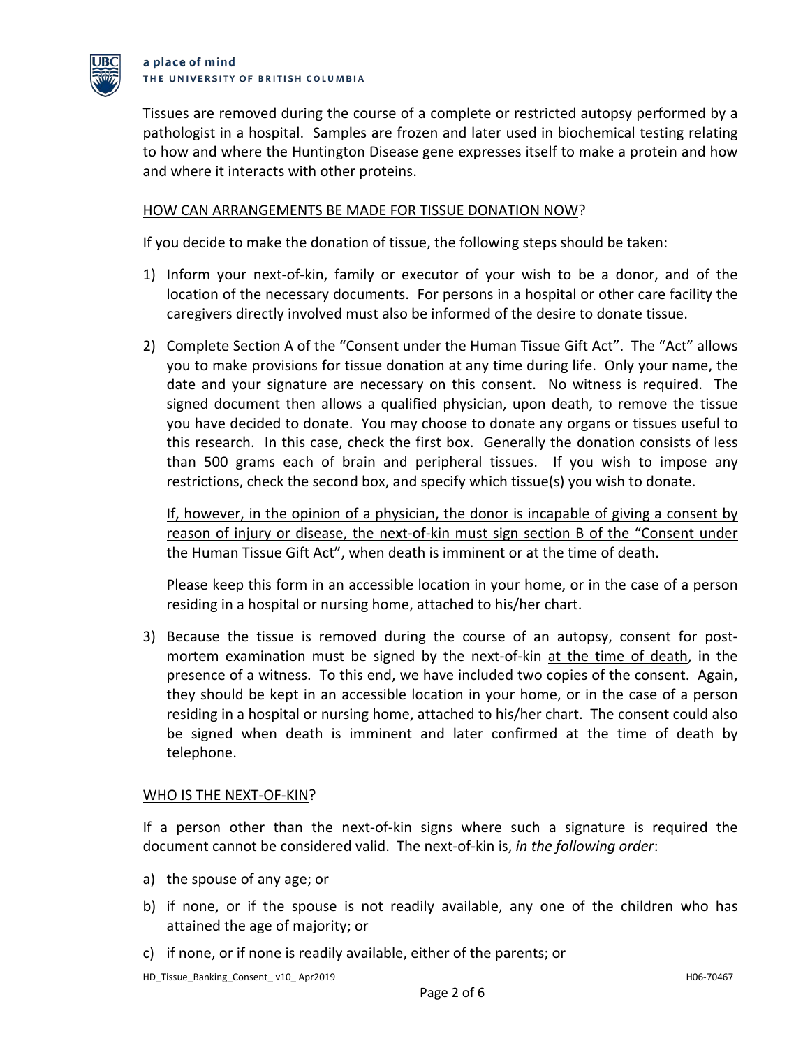Tissues are removed during the course of a complete or restricted autopsy performed by a pathologist in a hospital. Samples are frozen and later used in biochemical testing relating to how and where the Huntington Disease gene expresses itself to make a protein and how and where it interacts with other proteins.

## <u>HOW CAN ARRANGEMENTS BE MADE FOR TISSUE DONATION NOW</u>?

If you decide to make the donation of tissue, the following steps should be taken:

1) Inform your next-of-kin, family or executor of your wish to be a donor, and of the location of the necessary documents. For persons in a hospital or other care facility the caregivers directly involved must also be informed of the desire to donate tissue.

2) Complete Section A of the "Consent under the Human Tissue Gift Act". The "Act" allows you to make provisions for tissue donation at any time during life. Only your name, the date and your signature are necessary on this consent. No witness is required. The signed document then allows a qualified physician, upon death, to remove the tissue you have decided to donate. You may choose to donate any organs or tissues useful to this research. In this case, check the first box. Generally the donation consists of less than 500 grams each of brain and peripheral tissues. If you wish to impose any restrictions, check the second box, and specify which tissue(s) you wish to donate.

   <u>If, however, in the opinion of a physician, the donor is incapable of giving a consent by reason of injury or disease, the next-of-kin must sign section B of the "Consent under the Human Tissue Gift Act", when death is imminent or at the time of death</u>.

   Please keep this form in an accessible location in your home, or in the case of a person residing in a hospital or nursing home, attached to his/her chart.

3) Because the tissue is removed during the course of an autopsy, consent for post-mortem examination must be signed by the next-of-kin <u>at the time of death</u>, in the presence of a witness. To this end, we have included two copies of the consent. Again, they should be kept in an accessible location in your home, or in the case of a person residing in a hospital or nursing home, attached to his/her chart. The consent could also be signed when death is <u>imminent</u> and later confirmed at the time of death by telephone.

## <u>WHO IS THE NEXT-OF-KIN</u>?

If a person other than the next-of-kin signs where such a signature is required the document cannot be considered valid. The next-of-kin is, *in the following order*:

a) the spouse of any age; or
b) if none, or if the spouse is not readily available, any one of the children who has attained the age of majority; or
c) if none, or if none is readily available, either of the parents; or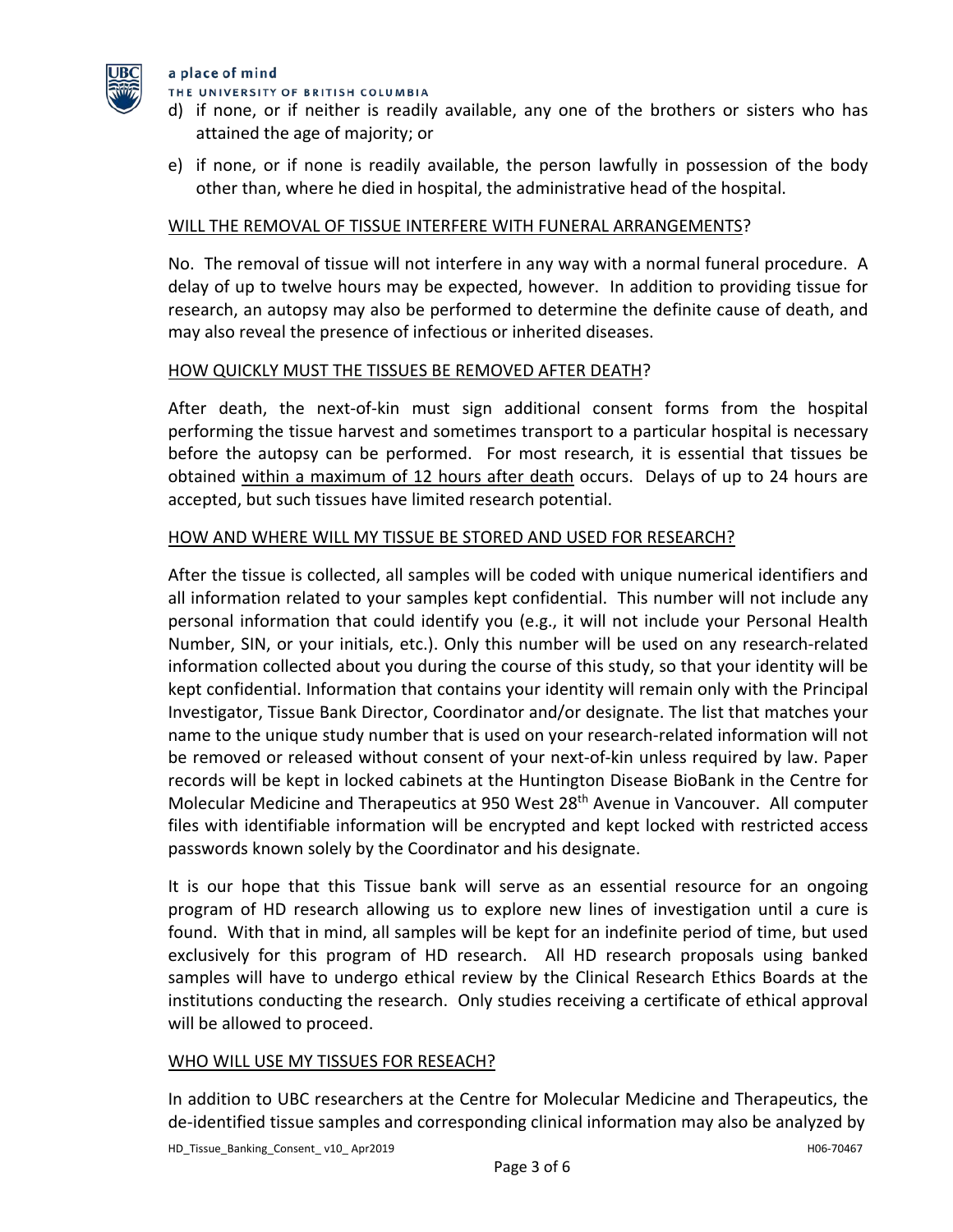d) if none, or if neither is readily available, any one of the brothers or sisters who has attained the age of majority; or

e) if none, or if none is readily available, the person lawfully in possession of the body other than, where he died in hospital, the administrative head of the hospital.

<u>WILL THE REMOVAL OF TISSUE INTERFERE WITH FUNERAL ARRANGEMENTS</u>?

No. The removal of tissue will not interfere in any way with a normal funeral procedure. A delay of up to twelve hours may be expected, however. In addition to providing tissue for research, an autopsy may also be performed to determine the definite cause of death, and may also reveal the presence of infectious or inherited diseases.

<u>HOW QUICKLY MUST THE TISSUES BE REMOVED AFTER DEATH</u>?

After death, the next-of-kin must sign additional consent forms from the hospital performing the tissue harvest and sometimes transport to a particular hospital is necessary before the autopsy can be performed. For most research, it is essential that tissues be obtained <u>within a maximum of 12 hours after death</u> occurs. Delays of up to 24 hours are accepted, but such tissues have limited research potential.

<u>HOW AND WHERE WILL MY TISSUE BE STORED AND USED FOR RESEARCH?</u>

After the tissue is collected, all samples will be coded with unique numerical identifiers and all information related to your samples kept confidential. This number will not include any personal information that could identify you (e.g., it will not include your Personal Health Number, SIN, or your initials, etc.). Only this number will be used on any research-related information collected about you during the course of this study, so that your identity will be kept confidential. Information that contains your identity will remain only with the Principal Investigator, Tissue Bank Director, Coordinator and/or designate. The list that matches your name to the unique study number that is used on your research-related information will not be removed or released without consent of your next-of-kin unless required by law. Paper records will be kept in locked cabinets at the Huntington Disease BioBank in the Centre for Molecular Medicine and Therapeutics at 950 West 28th Avenue in Vancouver. All computer files with identifiable information will be encrypted and kept locked with restricted access passwords known solely by the Coordinator and his designate.

It is our hope that this Tissue bank will serve as an essential resource for an ongoing program of HD research allowing us to explore new lines of investigation until a cure is found. With that in mind, all samples will be kept for an indefinite period of time, but used exclusively for this program of HD research. All HD research proposals using banked samples will have to undergo ethical review by the Clinical Research Ethics Boards at the institutions conducting the research. Only studies receiving a certificate of ethical approval will be allowed to proceed.

<u>WHO WILL USE MY TISSUES FOR RESEACH?</u>

In addition to UBC researchers at the Centre for Molecular Medicine and Therapeutics, the de-identified tissue samples and corresponding clinical information may also be analyzed by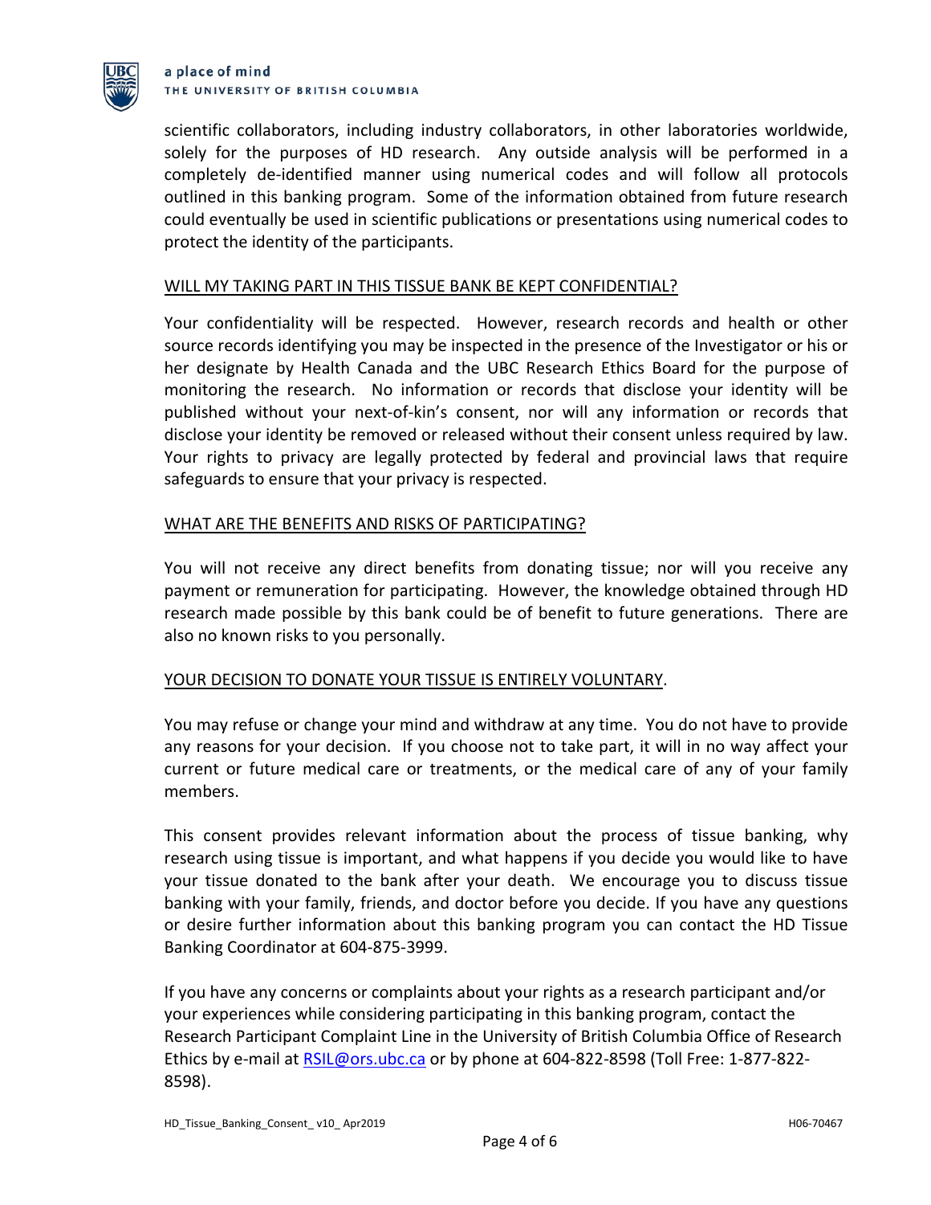scientific collaborators, including industry collaborators, in other laboratories worldwide, solely for the purposes of HD research. Any outside analysis will be performed in a completely de-identified manner using numerical codes and will follow all protocols outlined in this banking program. Some of the information obtained from future research could eventually be used in scientific publications or presentations using numerical codes to protect the identity of the participants.

## WILL MY TAKING PART IN THIS TISSUE BANK BE KEPT CONFIDENTIAL?

Your confidentiality will be respected. However, research records and health or other source records identifying you may be inspected in the presence of the Investigator or his or her designate by Health Canada and the UBC Research Ethics Board for the purpose of monitoring the research. No information or records that disclose your identity will be published without your next-of-kin's consent, nor will any information or records that disclose your identity be removed or released without their consent unless required by law. Your rights to privacy are legally protected by federal and provincial laws that require safeguards to ensure that your privacy is respected.

## WHAT ARE THE BENEFITS AND RISKS OF PARTICIPATING?

You will not receive any direct benefits from donating tissue; nor will you receive any payment or remuneration for participating. However, the knowledge obtained through HD research made possible by this bank could be of benefit to future generations. There are also no known risks to you personally.

## YOUR DECISION TO DONATE YOUR TISSUE IS ENTIRELY VOLUNTARY.

You may refuse or change your mind and withdraw at any time. You do not have to provide any reasons for your decision. If you choose not to take part, it will in no way affect your current or future medical care or treatments, or the medical care of any of your family members.

This consent provides relevant information about the process of tissue banking, why research using tissue is important, and what happens if you decide you would like to have your tissue donated to the bank after your death. We encourage you to discuss tissue banking with your family, friends, and doctor before you decide. If you have any questions or desire further information about this banking program you can contact the HD Tissue Banking Coordinator at 604-875-3999.

If you have any concerns or complaints about your rights as a research participant and/or your experiences while considering participating in this banking program, contact the Research Participant Complaint Line in the University of British Columbia Office of Research Ethics by e-mail at RSIL@ors.ubc.ca or by phone at 604-822-8598 (Toll Free: 1-877-822-8598).

HD_Tissue_Banking_Consent_ v10_ Apr2019 H06-70467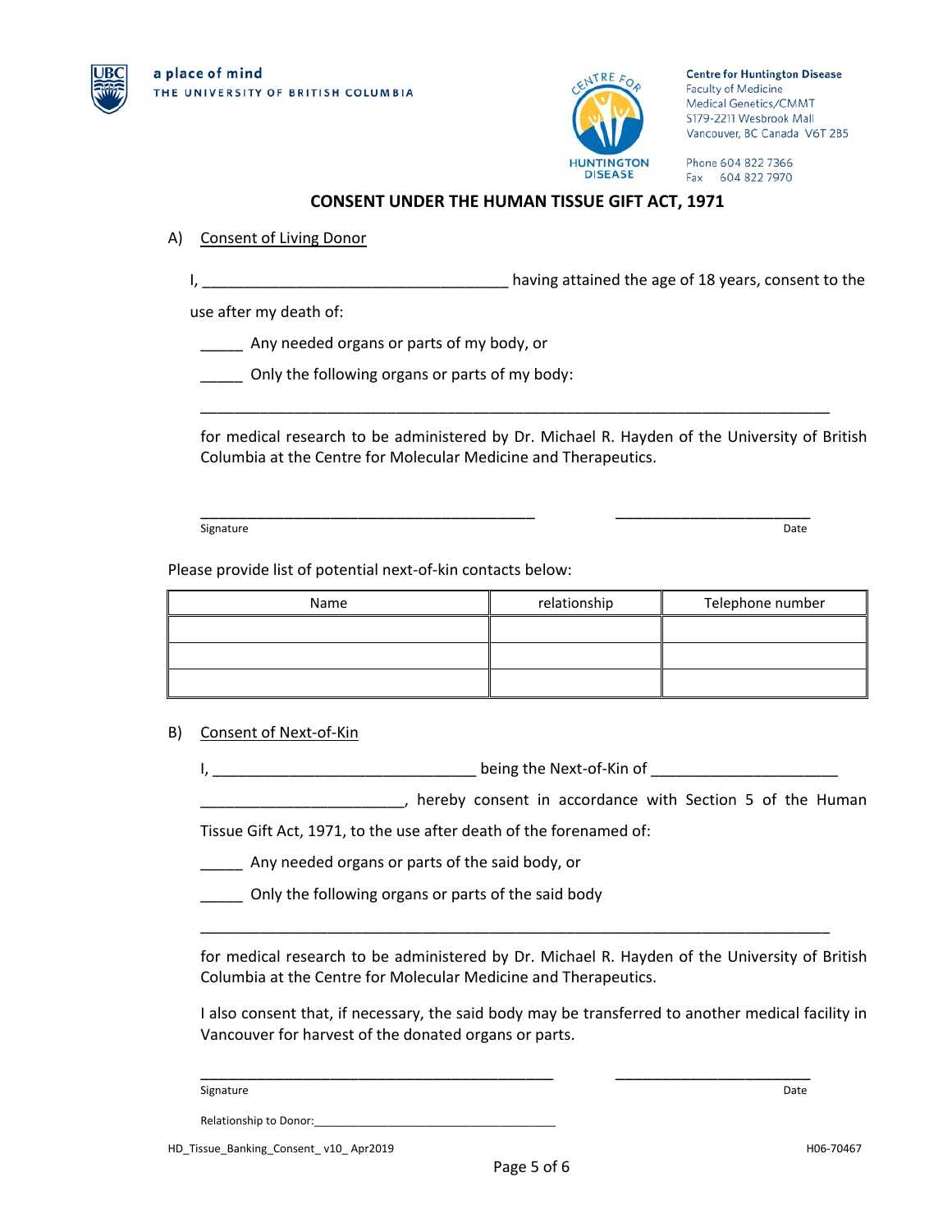a place of mind
THE UNIVERSITY OF BRITISH COLUMBIA

CENTRE FOR HUNTINGTON DISEASE

**Centre for Huntington Disease**
Faculty of Medicine
Medical Genetics/CMMT
S179-2211 Wesbrook Mall
Vancouver, BC Canada V6T 2B5

Phone 604 822 7366
Fax 604 822 7970

## CONSENT UNDER THE HUMAN TISSUE GIFT ACT, 1971

A) Consent of Living Donor

I, ____________________________________ having attained the age of 18 years, consent to the use after my death of:

_____ Any needed organs or parts of my body, or

_____ Only the following organs or parts of my body:

___________________________________________________________________________

for medical research to be administered by Dr. Michael R. Hayden of the University of British Columbia at the Centre for Molecular Medicine and Therapeutics.

________________________________________ ________________________
Signature Date

Please provide list of potential next-of-kin contacts below:

| Name | relationship | Telephone number |
|---|---|---|
| | | |
| | | |
| | | |

B) Consent of Next-of-Kin

I, _______________________________ being the Next-of-Kin of ______________________ ________________________, hereby consent in accordance with Section 5 of the Human Tissue Gift Act, 1971, to the use after death of the forenamed of:

_____ Any needed organs or parts of the said body, or

_____ Only the following organs or parts of the said body

___________________________________________________________________________

for medical research to be administered by Dr. Michael R. Hayden of the University of British Columbia at the Centre for Molecular Medicine and Therapeutics.

I also consent that, if necessary, the said body may be transferred to another medical facility in Vancouver for harvest of the donated organs or parts.

____________________________________________ ________________________
Signature Date

Relationship to Donor:______________________________________

HD_Tissue_Banking_Consent_ v10_ Apr2019 H06-70467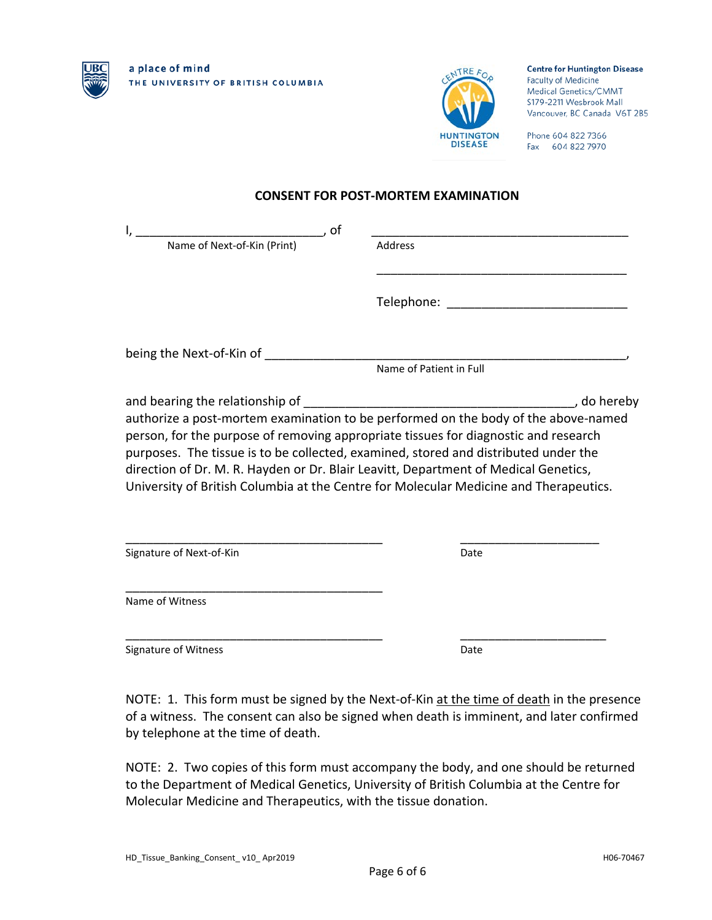a place of mind
THE UNIVERSITY OF BRITISH COLUMBIA

CENTRE FOR HUNTINGTON DISEASE

**Centre for Huntington Disease**
Faculty of Medicine
Medical Genetics/CMMT
S179-2211 Wesbrook Mall
Vancouver, BC Canada V6T 2B5

Phone 604 822 7366
Fax 604 822 7970

## CONSENT FOR POST-MORTEM EXAMINATION

I, ___________________________, of ______________________________________
Name of Next-of-Kin (Print) Address

______________________________________

Telephone: __________________________

being the Next-of-Kin of ______________________________________________________,
Name of Patient in Full

and bearing the relationship of _______________________________________, do hereby authorize a post-mortem examination to be performed on the body of the above-named person, for the purpose of removing appropriate tissues for diagnostic and research purposes. The tissue is to be collected, examined, stored and distributed under the direction of Dr. M. R. Hayden or Dr. Blair Leavitt, Department of Medical Genetics, University of British Columbia at the Centre for Molecular Medicine and Therapeutics.

________________________________________ ____________________
Signature of Next-of-Kin Date

________________________________________
Name of Witness

________________________________________ ____________________
Signature of Witness Date

NOTE: 1. This form must be signed by the Next-of-Kin at the time of death in the presence of a witness. The consent can also be signed when death is imminent, and later confirmed by telephone at the time of death.

NOTE: 2. Two copies of this form must accompany the body, and one should be returned to the Department of Medical Genetics, University of British Columbia at the Centre for Molecular Medicine and Therapeutics, with the tissue donation.

HD_Tissue_Banking_Consent_ v10_ Apr2019 H06-70467